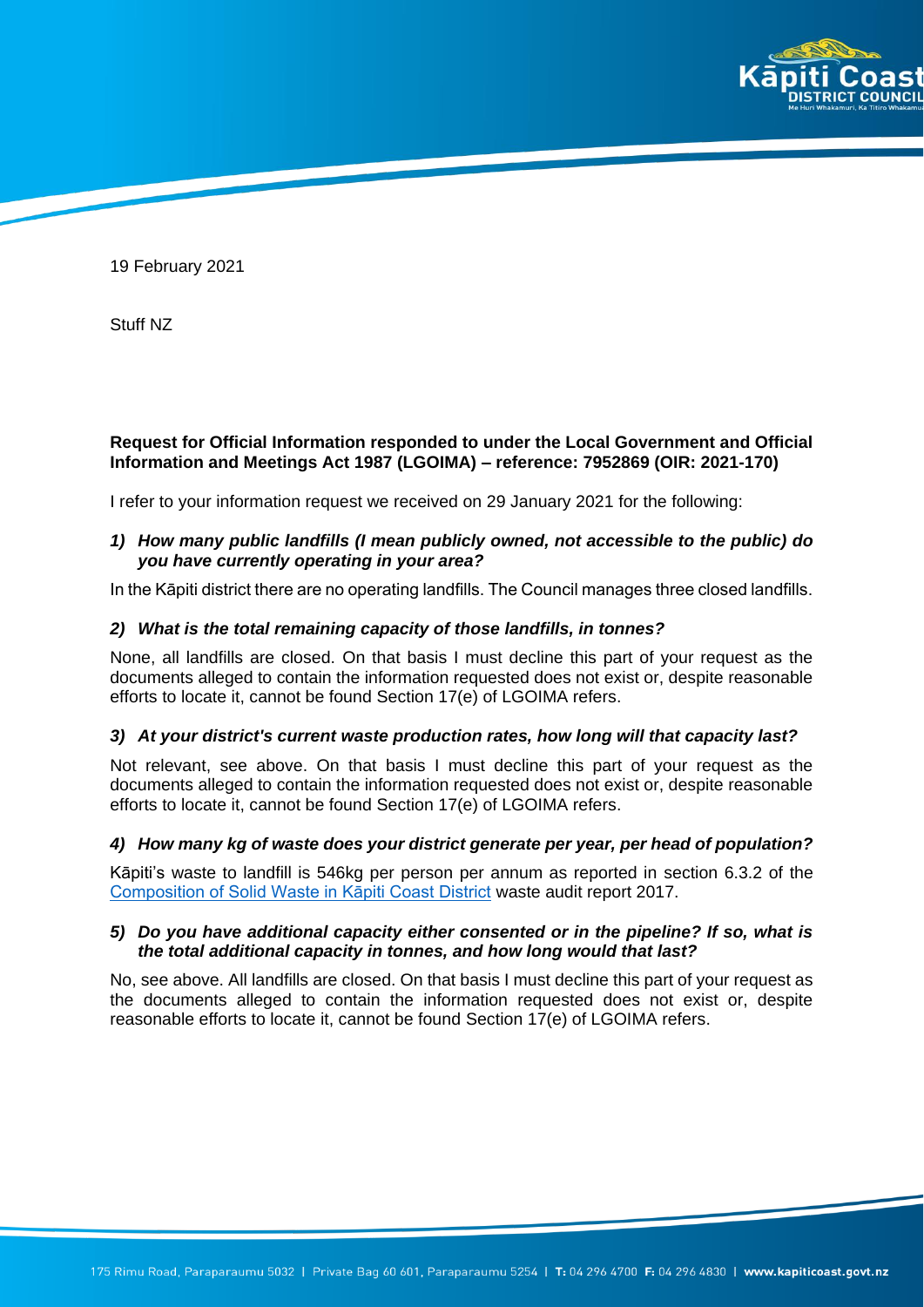19 February 2021

Stuff NZ

**Request for Official Information responded to under the Local Government and Official Information and Meetings Act 1987 (LGOIMA) – reference: 7952869 (OIR: 2021-170)**

I refer to your information request we received on 29 January 2021 for the following:

1) ***How many public landfills (I mean publicly owned, not accessible to the public) do you have currently operating in your area?***

In the Kāpiti district there are no operating landfills. The Council manages three closed landfills.

2) ***What is the total remaining capacity of those landfills, in tonnes?***

None, all landfills are closed. On that basis I must decline this part of your request as the documents alleged to contain the information requested does not exist or, despite reasonable efforts to locate it, cannot be found Section 17(e) of LGOIMA refers.

3) ***At your district's current waste production rates, how long will that capacity last?***

Not relevant, see above. On that basis I must decline this part of your request as the documents alleged to contain the information requested does not exist or, despite reasonable efforts to locate it, cannot be found Section 17(e) of LGOIMA refers.

4) ***How many kg of waste does your district generate per year, per head of population?***

Kāpiti's waste to landfill is 546kg per person per annum as reported in section 6.3.2 of the Composition of Solid Waste in Kāpiti Coast District waste audit report 2017.

5) ***Do you have additional capacity either consented or in the pipeline? If so, what is the total additional capacity in tonnes, and how long would that last?***

No, see above. All landfills are closed. On that basis I must decline this part of your request as the documents alleged to contain the information requested does not exist or, despite reasonable efforts to locate it, cannot be found Section 17(e) of LGOIMA refers.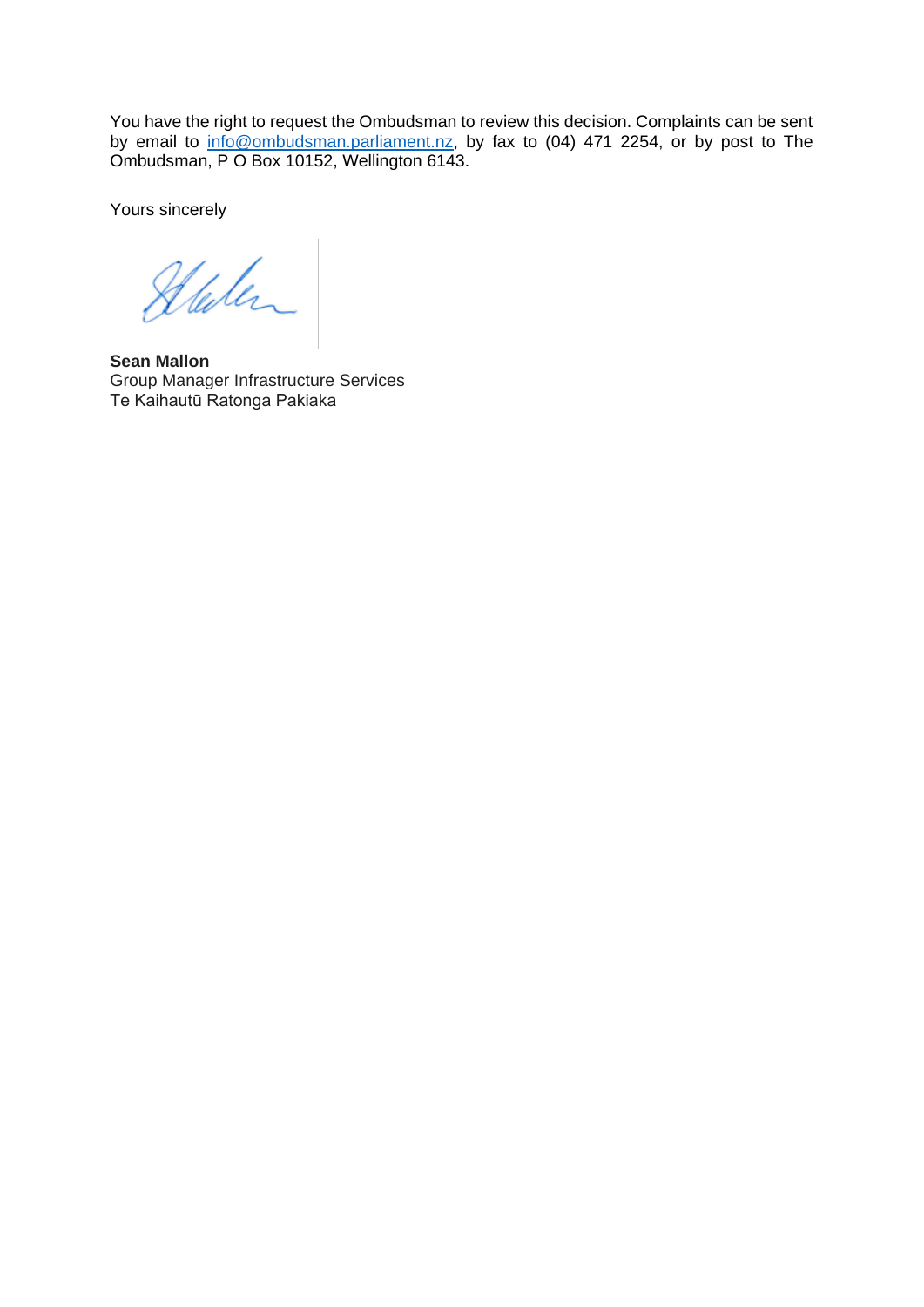You have the right to request the Ombudsman to review this decision. Complaints can be sent by email to info@ombudsman.parliament.nz, by fax to (04) 471 2254, or by post to The Ombudsman, P O Box 10152, Wellington 6143.

Yours sincerely

**Sean Mallon**
Group Manager Infrastructure Services
Te Kaihautū Ratonga Pakiaka